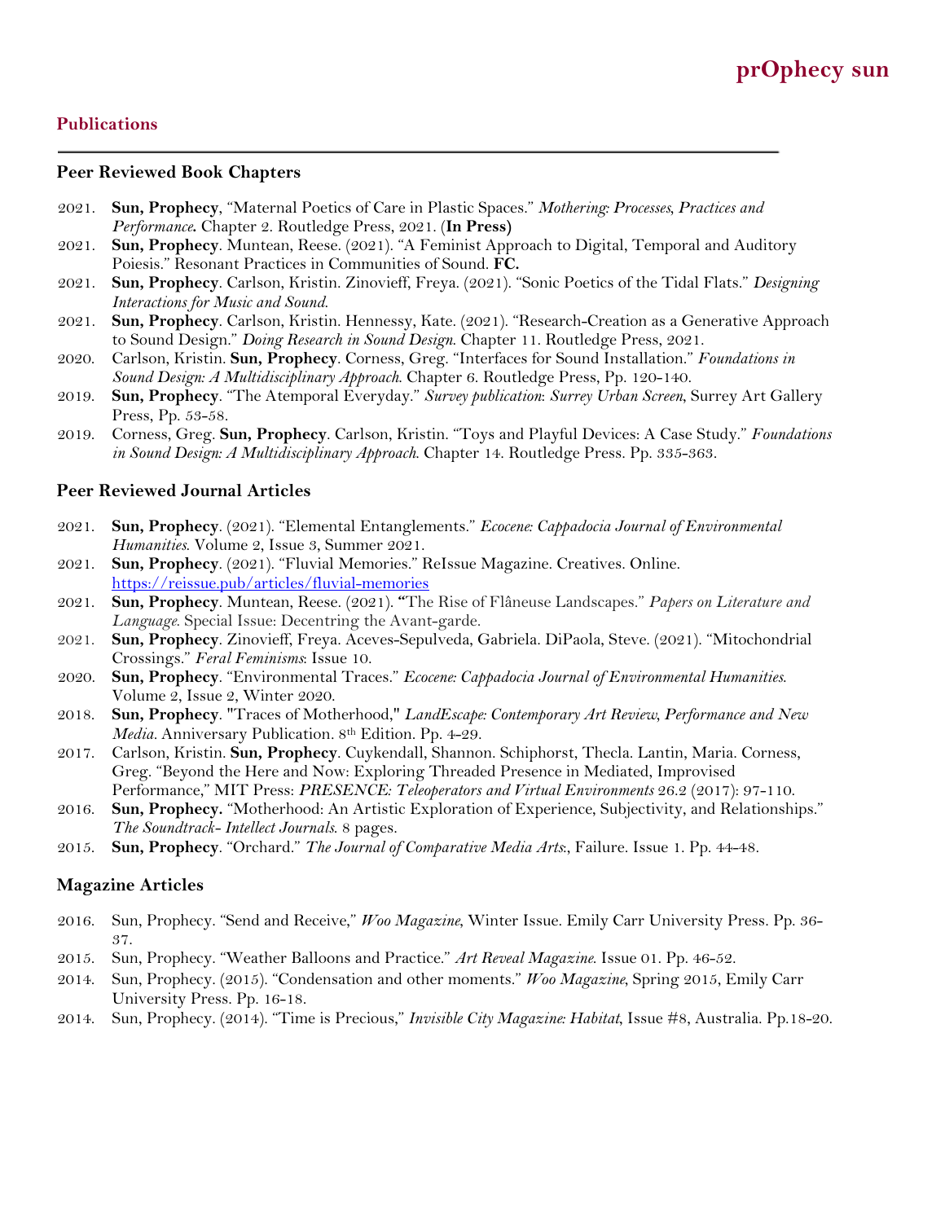# prOphecy sun

## Publications

### Peer Reviewed Book Chapters

- 2021. **Sun, Prophecy**, "Maternal Poetics of Care in Plastic Spaces." *Mothering: Processes, Practices and Performance***.** Chapter 2. Routledge Press, 2021. (**In Press)**
- 2021. **Sun, Prophecy**. Muntean, Reese. (2021). "A Feminist Approach to Digital, Temporal and Auditory Poiesis." Resonant Practices in Communities of Sound. **FC.**
- 2021. **Sun, Prophecy**. Carlson, Kristin. Zinovieff, Freya. (2021). "Sonic Poetics of the Tidal Flats." *Designing Interactions for Music and Sound.*
- 2021. **Sun, Prophecy**. Carlson, Kristin. Hennessy, Kate. (2021). "Research-Creation as a Generative Approach to Sound Design." *Doing Research in Sound Design*. Chapter 11. Routledge Press, 2021.
- 2020. Carlson, Kristin. **Sun, Prophecy**. Corness, Greg. "Interfaces for Sound Installation." *Foundations in Sound Design: A Multidisciplinary Approach*. Chapter 6. Routledge Press, Pp. 120-140.
- 2019. **Sun, Prophecy**. "The Atemporal Everyday." *Survey publication: Surrey Urban Screen*, Surrey Art Gallery Press, Pp. 53-58.
- 2019. Corness, Greg. **Sun, Prophecy**. Carlson, Kristin. "Toys and Playful Devices: A Case Study." *Foundations in Sound Design: A Multidisciplinary Approach*. Chapter 14. Routledge Press. Pp. 335-363.

### Peer Reviewed Journal Articles

- 2021. **Sun, Prophecy**. (2021). "Elemental Entanglements." *Ecocene: Cappadocia Journal of Environmental Humanities*. Volume 2, Issue 3, Summer 2021.
- 2021. **Sun, Prophecy**. (2021). "Fluvial Memories." ReIssue Magazine. Creatives. Online. https://reissue.pub/articles/fluvial-memories
- 2021. **Sun, Prophecy**. Muntean, Reese. (2021). **"**The Rise of Flâneuse Landscapes." *Papers on Literature and Language*. Special Issue: Decentring the Avant-garde.
- 2021. **Sun, Prophecy**. Zinovieff, Freya. Aceves-Sepulveda, Gabriela. DiPaola, Steve. (2021). "Mitochondrial Crossings." *Feral Feminisms*: Issue 10.
- 2020. **Sun, Prophecy**. "Environmental Traces." *Ecocene: Cappadocia Journal of Environmental Humanities*. Volume 2, Issue 2, Winter 2020.
- 2018. **Sun, Prophecy**. "Traces of Motherhood," *LandEscape: Contemporary Art Review, Performance and New Media*. Anniversary Publication. 8th Edition. Pp. 4-29.
- 2017. Carlson, Kristin. **Sun, Prophecy**. Cuykendall, Shannon. Schiphorst, Thecla. Lantin, Maria. Corness, Greg. "Beyond the Here and Now: Exploring Threaded Presence in Mediated, Improvised Performance," MIT Press: *PRESENCE: Teleoperators and Virtual Environments* 26.2 (2017): 97-110.
- 2016. **Sun, Prophecy.** "Motherhood: An Artistic Exploration of Experience, Subjectivity, and Relationships." *The Soundtrack- Intellect Journals*. 8 pages.
- 2015. **Sun, Prophecy**. "Orchard." *The Journal of Comparative Media Arts:*, Failure. Issue 1. Pp. 44-48.

### Magazine Articles

- 2016. Sun, Prophecy. "Send and Receive," *Woo Magazine*, Winter Issue. Emily Carr University Press. Pp. 36-37.
- 2015. Sun, Prophecy. "Weather Balloons and Practice." *Art Reveal Magazine*. Issue 01. Pp. 46-52.
- 2014. Sun, Prophecy. (2015). "Condensation and other moments." *Woo Magazine*, Spring 2015, Emily Carr University Press. Pp. 16-18.
- 2014. Sun, Prophecy. (2014). "Time is Precious," *Invisible City Magazine: Habitat*, Issue #8, Australia. Pp.18-20.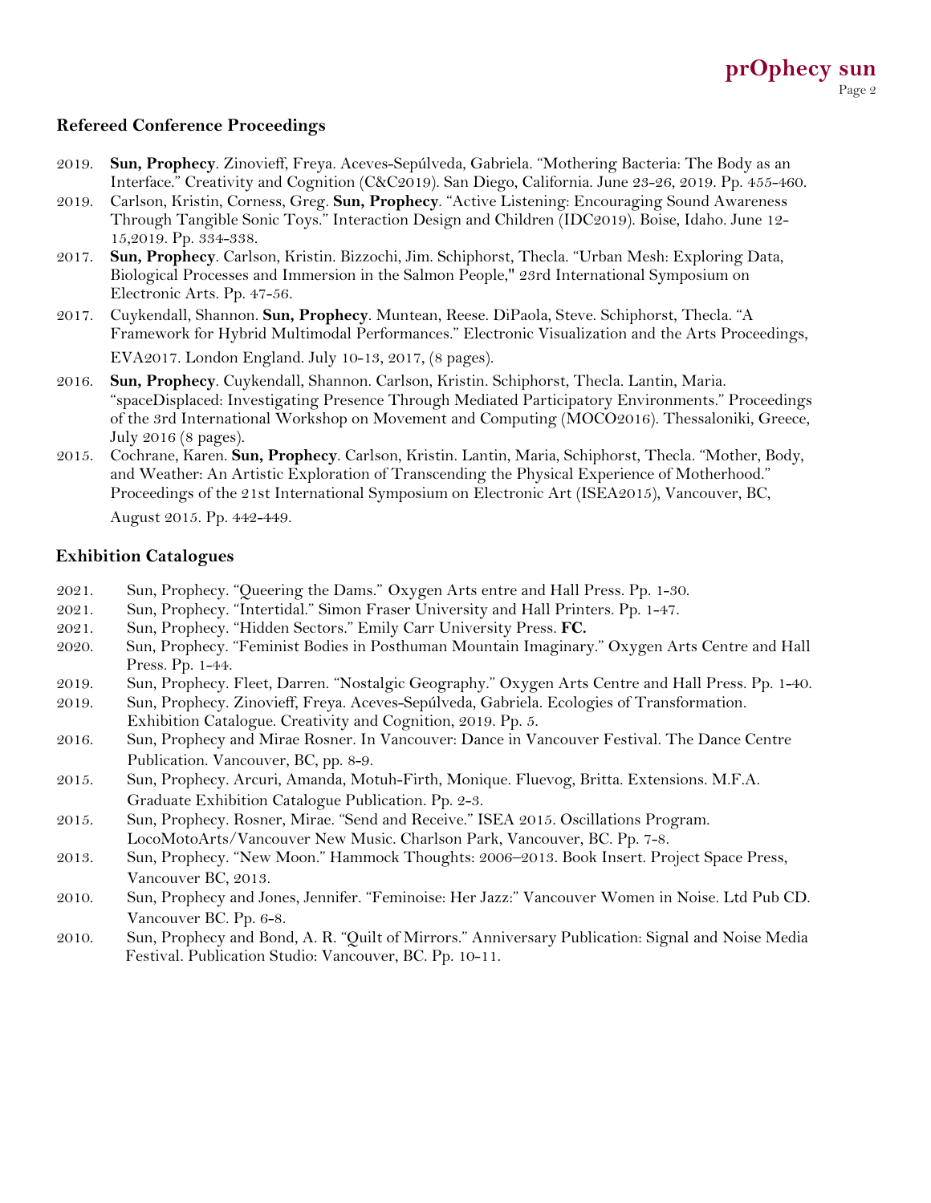## Refereed Conference Proceedings

2019. **Sun, Prophecy**. Zinovieff, Freya. Aceves-Sepúlveda, Gabriela. "Mothering Bacteria: The Body as an Interface." Creativity and Cognition (C&C2019). San Diego, California. June 23-26, 2019. Pp. 455-460.

2019. Carlson, Kristin, Corness, Greg. **Sun, Prophecy**. "Active Listening: Encouraging Sound Awareness Through Tangible Sonic Toys." Interaction Design and Children (IDC2019). Boise, Idaho. June 12-15,2019. Pp. 334-338.

2017. **Sun, Prophecy**. Carlson, Kristin. Bizzochi, Jim. Schiphorst, Thecla. "Urban Mesh: Exploring Data, Biological Processes and Immersion in the Salmon People," 23rd International Symposium on Electronic Arts. Pp. 47-56.

2017. Cuykendall, Shannon. **Sun, Prophecy**. Muntean, Reese. DiPaola, Steve. Schiphorst, Thecla. "A Framework for Hybrid Multimodal Performances." Electronic Visualization and the Arts Proceedings, EVA2017. London England. July 10-13, 2017, (8 pages).

2016. **Sun, Prophecy**. Cuykendall, Shannon. Carlson, Kristin. Schiphorst, Thecla. Lantin, Maria. "spaceDisplaced: Investigating Presence Through Mediated Participatory Environments." Proceedings of the 3rd International Workshop on Movement and Computing (MOCO2016). Thessaloniki, Greece, July 2016 (8 pages).

2015. Cochrane, Karen. **Sun, Prophecy**. Carlson, Kristin. Lantin, Maria, Schiphorst, Thecla. "Mother, Body, and Weather: An Artistic Exploration of Transcending the Physical Experience of Motherhood." Proceedings of the 21st International Symposium on Electronic Art (ISEA2015), Vancouver, BC, August 2015. Pp. 442-449.

## Exhibition Catalogues

2021. Sun, Prophecy. "Queering the Dams." Oxygen Arts entre and Hall Press. Pp. 1-30.

2021. Sun, Prophecy. "Intertidal." Simon Fraser University and Hall Printers. Pp. 1-47.

2021. Sun, Prophecy. "Hidden Sectors." Emily Carr University Press. **FC.**

2020. Sun, Prophecy. "Feminist Bodies in Posthuman Mountain Imaginary." Oxygen Arts Centre and Hall Press. Pp. 1-44.

2019. Sun, Prophecy. Fleet, Darren. "Nostalgic Geography." Oxygen Arts Centre and Hall Press. Pp. 1-40.

2019. Sun, Prophecy. Zinovieff, Freya. Aceves-Sepúlveda, Gabriela. Ecologies of Transformation. Exhibition Catalogue. Creativity and Cognition, 2019. Pp. 5.

2016. Sun, Prophecy and Mirae Rosner. In Vancouver: Dance in Vancouver Festival. The Dance Centre Publication. Vancouver, BC, pp. 8-9.

2015. Sun, Prophecy. Arcuri, Amanda, Motuh-Firth, Monique. Fluevog, Britta. Extensions. M.F.A. Graduate Exhibition Catalogue Publication. Pp. 2-3.

2015. Sun, Prophecy. Rosner, Mirae. "Send and Receive." ISEA 2015. Oscillations Program. LocoMotoArts/Vancouver New Music. Charlson Park, Vancouver, BC. Pp. 7-8.

2013. Sun, Prophecy. "New Moon." Hammock Thoughts: 2006–2013. Book Insert. Project Space Press, Vancouver BC, 2013.

2010. Sun, Prophecy and Jones, Jennifer. "Feminoise: Her Jazz:" Vancouver Women in Noise. Ltd Pub CD. Vancouver BC. Pp. 6-8.

2010. Sun, Prophecy and Bond, A. R. "Quilt of Mirrors." Anniversary Publication: Signal and Noise Media Festival. Publication Studio: Vancouver, BC. Pp. 10-11.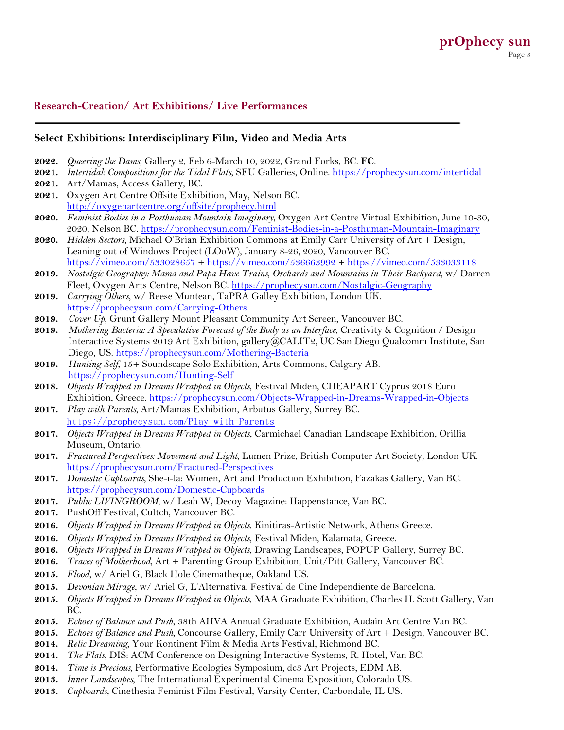## Research-Creation/ Art Exhibitions/ Live Performances

### Select Exhibitions: Interdisciplinary Film, Video and Media Arts

**2022.** *Queering the Dams*, Gallery 2, Feb 6-March 10, 2022, Grand Forks, BC. **FC**.
**2021.** *Intertidal: Compositions for the Tidal Flats*, SFU Galleries, Online. https://prophecysun.com/intertidal
**2021.** Art/Mamas, Access Gallery, BC.
**2021.** Oxygen Art Centre Offsite Exhibition, May, Nelson BC. http://oxygenartcentre.org/offsite/prophecy.html
**2020.** *Feminist Bodies in a Posthuman Mountain Imaginary*, Oxygen Art Centre Virtual Exhibition, June 10-30, 2020, Nelson BC. https://prophecysun.com/Feminist-Bodies-in-a-Posthuman-Mountain-Imaginary
**2020.** *Hidden Sectors*, Michael O'Brian Exhibition Commons at Emily Carr University of Art + Design, Leaning out of Windows Project (LOoW), January 8-26, 2020, Vancouver BC. https://vimeo.com/533028657 + https://vimeo.com/536663992 + https://vimeo.com/533033118
**2019.** *Nostalgic Geography: Mama and Papa Have Trains, Orchards and Mountains in Their Backyard*, w/ Darren Fleet, Oxygen Arts Centre, Nelson BC. https://prophecysun.com/Nostalgic-Geography
**2019.** *Carrying Others*, w/ Reese Muntean, TaPRA Galley Exhibition, London UK. https://prophecysun.com/Carrying-Others
**2019.** *Cover Up*, Grunt Gallery Mount Pleasant Community Art Screen, Vancouver BC.
**2019.** *Mothering Bacteria: A Speculative Forecast of the Body as an Interface*, Creativity & Cognition / Design Interactive Systems 2019 Art Exhibition, gallery@CALIT2, UC San Diego Qualcomm Institute, San Diego, US. https://prophecysun.com/Mothering-Bacteria
**2019.** *Hunting Self*, 15+ Soundscape Solo Exhibition, Arts Commons, Calgary AB. https://prophecysun.com/Hunting-Self
**2018.** *Objects Wrapped in Dreams Wrapped in Objects*, Festival Miden, CHEAPART Cyprus 2018 Euro Exhibition, Greece. https://prophecysun.com/Objects-Wrapped-in-Dreams-Wrapped-in-Objects
**2017.** *Play with Parents*, Art/Mamas Exhibition, Arbutus Gallery, Surrey BC. https://prophecysun.com/Play-with-Parents
**2017.** *Objects Wrapped in Dreams Wrapped in Objects*, Carmichael Canadian Landscape Exhibition, Orillia Museum, Ontario.
**2017.** *Fractured Perspectives: Movement and Light*, Lumen Prize, British Computer Art Society, London UK. https://prophecysun.com/Fractured-Perspectives
**2017.** *Domestic Cupboards*, She-i-la: Women, Art and Production Exhibition, Fazakas Gallery, Van BC. https://prophecysun.com/Domestic-Cupboards
**2017.** *Public LIVINGROOM*, w/ Leah W, Decoy Magazine: Happenstance, Van BC.
**2017.** PushOff Festival, Cultch, Vancouver BC.
**2016.** *Objects Wrapped in Dreams Wrapped in Objects*, Kinitiras-Artistic Network, Athens Greece.
**2016.** *Objects Wrapped in Dreams Wrapped in Objects*, Festival Miden, Kalamata, Greece.
**2016.** *Objects Wrapped in Dreams Wrapped in Objects*, Drawing Landscapes, POPUP Gallery, Surrey BC.
**2016.** *Traces of Motherhood*, Art + Parenting Group Exhibition, Unit/Pitt Gallery, Vancouver BC.
**2015.** *Flood*, w/ Ariel G, Black Hole Cinematheque, Oakland US.
**2015.** *Devonian Mirage*, w/ Ariel G, L'Alternativa. Festival de Cine Independiente de Barcelona.
**2015.** *Objects Wrapped in Dreams Wrapped in Objects*, MAA Graduate Exhibition, Charles H. Scott Gallery, Van BC.
**2015.** *Echoes of Balance and Push*, 38th AHVA Annual Graduate Exhibition, Audain Art Centre Van BC.
**2015.** *Echoes of Balance and Push*, Concourse Gallery, Emily Carr University of Art + Design, Vancouver BC.
**2014.** *Relic Dreaming*, Your Kontinent Film & Media Arts Festival, Richmond BC.
**2014.** *The Flats*, DIS: ACM Conference on Designing Interactive Systems, R. Hotel, Van BC.
**2014.** *Time is Precious*, Performative Ecologies Symposium, dc3 Art Projects, EDM AB.
**2013.** *Inner Landscapes*, The International Experimental Cinema Exposition, Colorado US.
**2013.** *Cupboards*, Cinethesia Feminist Film Festival, Varsity Center, Carbondale, IL US.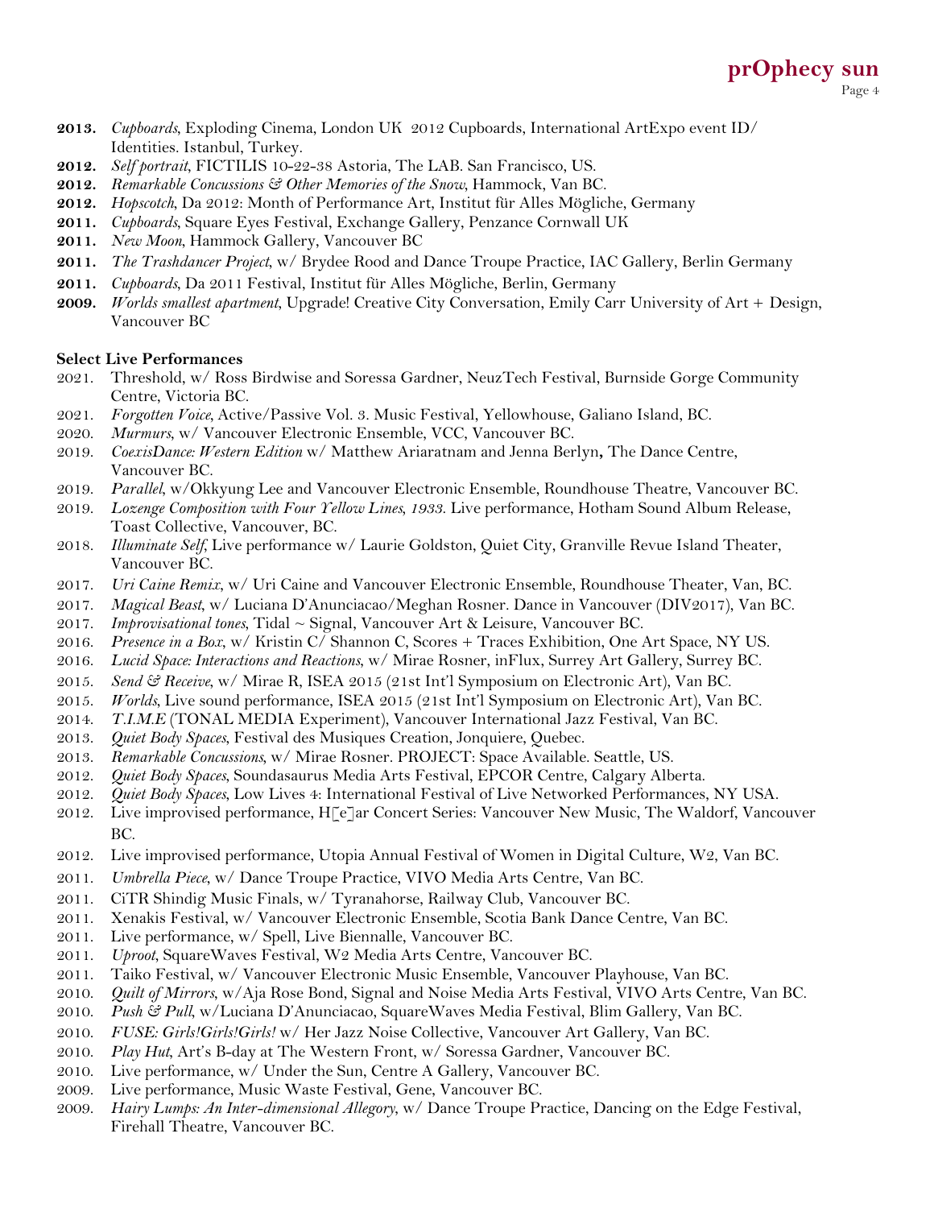- **2013.** *Cupboards*, Exploding Cinema, London UK 2012 Cupboards, International ArtExpo event ID/ Identities. Istanbul, Turkey.
- **2012.** *Self portrait*, FICTILIS 10-22-38 Astoria, The LAB. San Francisco, US.
- **2012.** *Remarkable Concussions & Other Memories of the Snow*, Hammock, Van BC.
- **2012.** *Hopscotch*, Da 2012: Month of Performance Art, Institut für Alles Mögliche, Germany
- **2011.** *Cupboards*, Square Eyes Festival, Exchange Gallery, Penzance Cornwall UK
- **2011.** *New Moon*, Hammock Gallery, Vancouver BC
- **2011.** *The Trashdancer Project*, w/ Brydee Rood and Dance Troupe Practice, IAC Gallery, Berlin Germany
- **2011.** *Cupboards*, Da 2011 Festival, Institut für Alles Mögliche, Berlin, Germany
- **2009.** *Worlds smallest apartment*, Upgrade! Creative City Conversation, Emily Carr University of Art + Design, Vancouver BC

**Select Live Performances**

- 2021. Threshold, w/ Ross Birdwise and Soressa Gardner, NeuzTech Festival, Burnside Gorge Community Centre, Victoria BC.
- 2021. *Forgotten Voice*, Active/Passive Vol. 3. Music Festival, Yellowhouse, Galiano Island, BC.
- 2020. *Murmurs*, w/ Vancouver Electronic Ensemble, VCC, Vancouver BC.
- 2019. *CoexisDance: Western Edition* w/ Matthew Ariaratnam and Jenna Berlyn**,** The Dance Centre, Vancouver BC.
- 2019. *Parallel*, w/Okkyung Lee and Vancouver Electronic Ensemble, Roundhouse Theatre, Vancouver BC.
- 2019. *Lozenge Composition with Four Yellow Lines, 1933.* Live performance, Hotham Sound Album Release, Toast Collective, Vancouver, BC.
- 2018. *Illuminate Self*, Live performance w/ Laurie Goldston, Quiet City, Granville Revue Island Theater, Vancouver BC.
- 2017. *Uri Caine Remix*, w/ Uri Caine and Vancouver Electronic Ensemble, Roundhouse Theater, Van, BC.
- 2017. *Magical Beast*, w/ Luciana D'Anunciacao/Meghan Rosner. Dance in Vancouver (DIV2017), Van BC.
- 2017. *Improvisational tones*, Tidal ~ Signal, Vancouver Art & Leisure, Vancouver BC.
- 2016. *Presence in a Box*, w/ Kristin C/ Shannon C, Scores + Traces Exhibition, One Art Space, NY US.
- 2016. *Lucid Space: Interactions and Reactions*, w/ Mirae Rosner, inFlux, Surrey Art Gallery, Surrey BC.
- 2015. *Send & Receive*, w/ Mirae R, ISEA 2015 (21st Int'l Symposium on Electronic Art), Van BC.
- 2015. *Worlds*, Live sound performance, ISEA 2015 (21st Int'l Symposium on Electronic Art), Van BC.
- 2014. *T.I.M.E* (TONAL MEDIA Experiment), Vancouver International Jazz Festival, Van BC.
- 2013. *Quiet Body Spaces*, Festival des Musiques Creation, Jonquiere, Quebec.
- 2013. *Remarkable Concussions*, w/ Mirae Rosner. PROJECT: Space Available. Seattle, US.
- 2012. *Quiet Body Spaces*, Soundasaurus Media Arts Festival, EPCOR Centre, Calgary Alberta.
- 2012. *Quiet Body Spaces*, Low Lives 4: International Festival of Live Networked Performances, NY USA.
- 2012. Live improvised performance, H[e]ar Concert Series: Vancouver New Music, The Waldorf, Vancouver BC.
- 2012. Live improvised performance, Utopia Annual Festival of Women in Digital Culture, W2, Van BC.
- 2011. *Umbrella Piece*, w/ Dance Troupe Practice, VIVO Media Arts Centre, Van BC.
- 2011. CiTR Shindig Music Finals, w/ Tyranahorse, Railway Club, Vancouver BC.
- 2011. Xenakis Festival, w/ Vancouver Electronic Ensemble, Scotia Bank Dance Centre, Van BC.
- 2011. Live performance, w/ Spell, Live Biennalle, Vancouver BC.
- 2011. *Uproot*, SquareWaves Festival, W2 Media Arts Centre, Vancouver BC.
- 2011. Taiko Festival, w/ Vancouver Electronic Music Ensemble, Vancouver Playhouse, Van BC.
- 2010. *Quilt of Mirrors*, w/Aja Rose Bond, Signal and Noise Media Arts Festival, VIVO Arts Centre, Van BC.
- 2010. *Push & Pull*, w/Luciana D'Anunciacao, SquareWaves Media Festival, Blim Gallery, Van BC.
- 2010. *FUSE: Girls!Girls!Girls!* w/ Her Jazz Noise Collective, Vancouver Art Gallery, Van BC.
- 2010. *Play Hut*, Art's B-day at The Western Front, w/ Soressa Gardner, Vancouver BC.
- 2010. Live performance, w/ Under the Sun, Centre A Gallery, Vancouver BC.
- 2009. Live performance, Music Waste Festival, Gene, Vancouver BC.
- 2009. *Hairy Lumps: An Inter-dimensional Allegory*, w/ Dance Troupe Practice, Dancing on the Edge Festival, Firehall Theatre, Vancouver BC.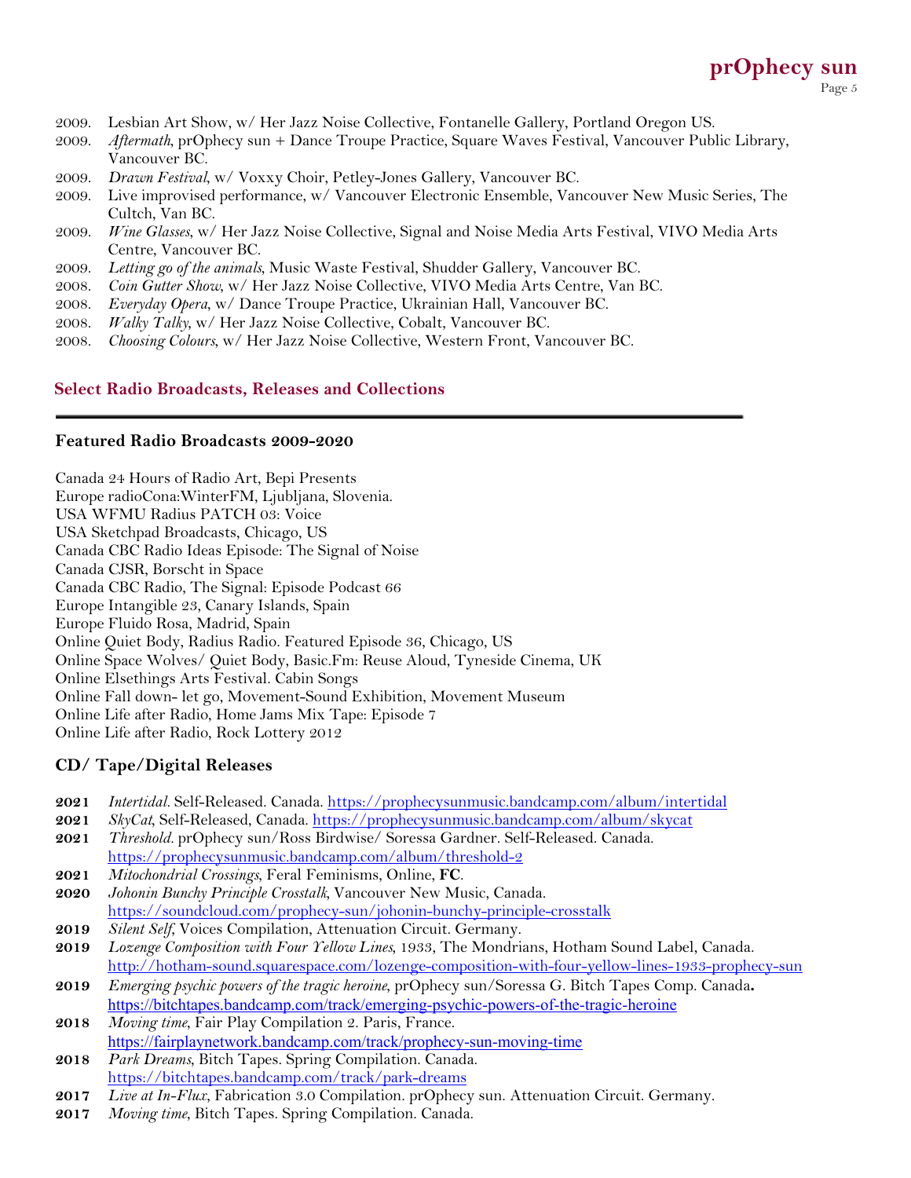2009. Lesbian Art Show, w/ Her Jazz Noise Collective, Fontanelle Gallery, Portland Oregon US.
2009. *Aftermath*, prOphecy sun + Dance Troupe Practice, Square Waves Festival, Vancouver Public Library, Vancouver BC.
2009. *Drawn Festival*, w/ Voxxy Choir, Petley-Jones Gallery, Vancouver BC.
2009. Live improvised performance, w/ Vancouver Electronic Ensemble, Vancouver New Music Series, The Cultch, Van BC.
2009. *Wine Glasses*, w/ Her Jazz Noise Collective, Signal and Noise Media Arts Festival, VIVO Media Arts Centre, Vancouver BC.
2009. *Letting go of the animals*, Music Waste Festival, Shudder Gallery, Vancouver BC.
2008. *Coin Gutter Show*, w/ Her Jazz Noise Collective, VIVO Media Arts Centre, Van BC.
2008. *Everyday Opera*, w/ Dance Troupe Practice, Ukrainian Hall, Vancouver BC.
2008. *Walky Talky*, w/ Her Jazz Noise Collective, Cobalt, Vancouver BC.
2008. *Choosing Colours*, w/ Her Jazz Noise Collective, Western Front, Vancouver BC.

## Select Radio Broadcasts, Releases and Collections

### Featured Radio Broadcasts 2009-2020

Canada 24 Hours of Radio Art, Bepi Presents
Europe radioCona:WinterFM, Ljubljana, Slovenia.
USA WFMU Radius PATCH 03: Voice
USA Sketchpad Broadcasts, Chicago, US
Canada CBC Radio Ideas Episode: The Signal of Noise
Canada CJSR, Borscht in Space
Canada CBC Radio, The Signal: Episode Podcast 66
Europe Intangible 23, Canary Islands, Spain
Europe Fluido Rosa, Madrid, Spain
Online Quiet Body, Radius Radio. Featured Episode 36, Chicago, US
Online Space Wolves/ Quiet Body, Basic.Fm: Reuse Aloud, Tyneside Cinema, UK
Online Elsethings Arts Festival. Cabin Songs
Online Fall down- let go, Movement-Sound Exhibition, Movement Museum
Online Life after Radio, Home Jams Mix Tape: Episode 7
Online Life after Radio, Rock Lottery 2012

### CD/ Tape/Digital Releases

**2021** *Intertidal*. Self-Released. Canada. https://prophecysunmusic.bandcamp.com/album/intertidal
**2021** *SkyCat*, Self-Released, Canada. https://prophecysunmusic.bandcamp.com/album/skycat
**2021** *Threshold*. prOphecy sun/Ross Birdwise/ Soressa Gardner. Self-Released. Canada. https://prophecysunmusic.bandcamp.com/album/threshold-2
**2021** *Mitochondrial Crossings*, Feral Feminisms, Online, **FC**.
**2020** *Johonin Bunchy Principle Crosstalk*, Vancouver New Music, Canada. https://soundcloud.com/prophecy-sun/johonin-bunchy-principle-crosstalk
**2019** *Silent Self*, Voices Compilation, Attenuation Circuit. Germany.
**2019** *Lozenge Composition with Four Yellow Lines*, 1933, The Mondrians, Hotham Sound Label, Canada. http://hotham-sound.squarespace.com/lozenge-composition-with-four-yellow-lines-1933-prophecy-sun
**2019** *Emerging psychic powers of the tragic heroine*, prOphecy sun/Soressa G. Bitch Tapes Comp. Canada**.** https://bitchtapes.bandcamp.com/track/emerging-psychic-powers-of-the-tragic-heroine
**2018** *Moving time*, Fair Play Compilation 2. Paris, France. https://fairplaynetwork.bandcamp.com/track/prophecy-sun-moving-time
**2018** *Park Dreams*, Bitch Tapes. Spring Compilation. Canada. https://bitchtapes.bandcamp.com/track/park-dreams
**2017** *Live at In-Flux*, Fabrication 3.0 Compilation. prOphecy sun. Attenuation Circuit. Germany.
**2017** *Moving time*, Bitch Tapes. Spring Compilation. Canada.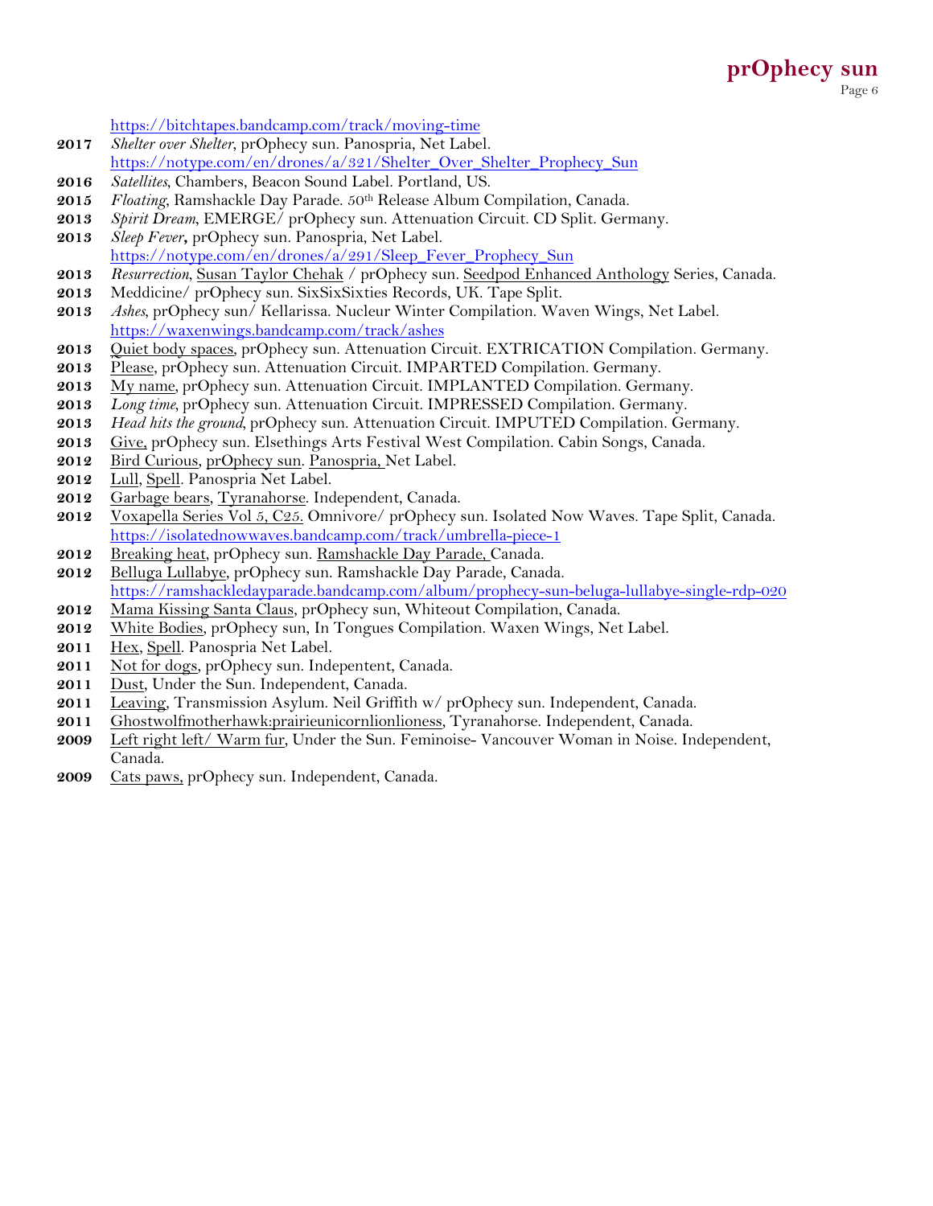https://bitchtapes.bandcamp.com/track/moving-time

**2017** *Shelter over Shelter*, prOphecy sun. Panospria, Net Label.
https://notype.com/en/drones/a/321/Shelter_Over_Shelter_Prophecy_Sun

**2016** *Satellites*, Chambers, Beacon Sound Label. Portland, US.

**2015** *Floating*, Ramshackle Day Parade. 50th Release Album Compilation, Canada.

**2013** *Spirit Dream*, EMERGE/ prOphecy sun. Attenuation Circuit. CD Split. Germany.

**2013** *Sleep Fever***,** prOphecy sun. Panospria, Net Label.
https://notype.com/en/drones/a/291/Sleep_Fever_Prophecy_Sun

**2013** *Resurrection*, Susan Taylor Chehak / prOphecy sun. Seedpod Enhanced Anthology Series, Canada.

**2013** Meddicine/ prOphecy sun. SixSixSixties Records, UK. Tape Split.

**2013** *Ashes*, prOphecy sun/ Kellarissa. Nucleur Winter Compilation. Waven Wings, Net Label.
https://waxenwings.bandcamp.com/track/ashes

**2013** Quiet body spaces, prOphecy sun. Attenuation Circuit. EXTRICATION Compilation. Germany.

**2013** Please, prOphecy sun. Attenuation Circuit. IMPARTED Compilation. Germany.

**2013** My name, prOphecy sun. Attenuation Circuit. IMPLANTED Compilation. Germany.

**2013** *Long time*, prOphecy sun. Attenuation Circuit. IMPRESSED Compilation. Germany.

**2013** *Head hits the ground*, prOphecy sun. Attenuation Circuit. IMPUTED Compilation. Germany.

**2013** Give, prOphecy sun. Elsethings Arts Festival West Compilation. Cabin Songs, Canada.

**2012** Bird Curious, prOphecy sun. Panospria, Net Label.

**2012** Lull, Spell. Panospria Net Label.

**2012** Garbage bears, Tyranahorse. Independent, Canada.

**2012** Voxapella Series Vol 5, C25. Omnivore/ prOphecy sun. Isolated Now Waves. Tape Split, Canada.
https://isolatednowwaves.bandcamp.com/track/umbrella-piece-1

**2012** Breaking heat, prOphecy sun. Ramshackle Day Parade, Canada.

**2012** Belluga Lullabye, prOphecy sun. Ramshackle Day Parade, Canada.
https://ramshackledayparade.bandcamp.com/album/prophecy-sun-beluga-lullabye-single-rdp-020

**2012** Mama Kissing Santa Claus, prOphecy sun, Whiteout Compilation, Canada.

**2012** White Bodies, prOphecy sun, In Tongues Compilation. Waxen Wings, Net Label.

**2011** Hex, Spell. Panospria Net Label.

**2011** Not for dogs, prOphecy sun. Indepentent, Canada.

**2011** Dust, Under the Sun. Independent, Canada.

**2011** Leaving, Transmission Asylum. Neil Griffith w/ prOphecy sun. Independent, Canada.

**2011** Ghostwolfmotherhawk:prairieunicornlionlioness, Tyranahorse. Independent, Canada.

**2009** Left right left/ Warm fur, Under the Sun. Feminoise- Vancouver Woman in Noise. Independent, Canada.

**2009** Cats paws, prOphecy sun. Independent, Canada.